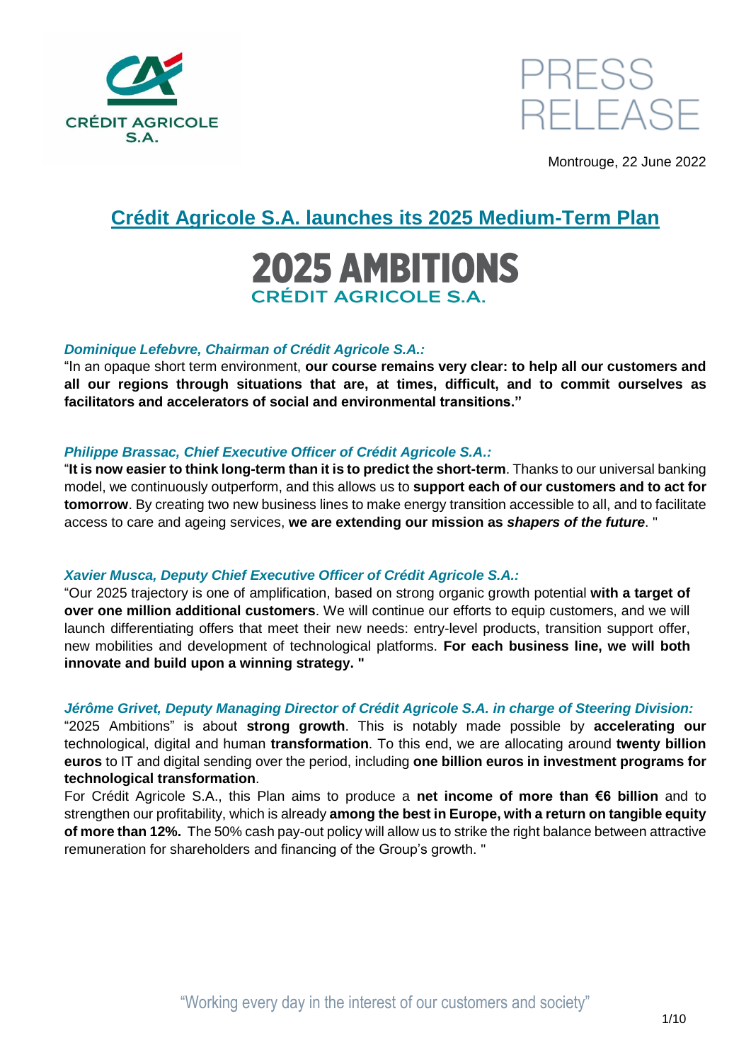CRÉDIT AGRICOLE S.A.

PRESS RELEASE

Montrouge, 22 June 2022

# Crédit Agricole S.A. launches its 2025 Medium-Term Plan

## 2025 AMBITIONS
### CRÉDIT AGRICOLE S.A.

***Dominique Lefebvre, Chairman of Crédit Agricole S.A.:***

"In an opaque short term environment, **our course remains very clear: to help all our customers and all our regions through situations that are, at times, difficult, and to commit ourselves as facilitators and accelerators of social and environmental transitions."**

***Philippe Brassac, Chief Executive Officer of Crédit Agricole S.A.:***

"**It is now easier to think long-term than it is to predict the short-term**. Thanks to our universal banking model, we continuously outperform, and this allows us to **support each of our customers and to act for tomorrow**. By creating two new business lines to make energy transition accessible to all, and to facilitate access to care and ageing services, **we are extending our mission as *shapers of the future***. "

***Xavier Musca, Deputy Chief Executive Officer of Crédit Agricole S.A.:***

"Our 2025 trajectory is one of amplification, based on strong organic growth potential **with a target of over one million additional customers**. We will continue our efforts to equip customers, and we will launch differentiating offers that meet their new needs: entry-level products, transition support offer, new mobilities and development of technological platforms. **For each business line, we will both innovate and build upon a winning strategy. "**

***Jérôme Grivet, Deputy Managing Director of Crédit Agricole S.A. in charge of Steering Division:***

"2025 Ambitions" is about **strong growth**. This is notably made possible by **accelerating our** technological, digital and human **transformation**. To this end, we are allocating around **twenty billion euros** to IT and digital sending over the period, including **one billion euros in investment programs for technological transformation**.

For Crédit Agricole S.A., this Plan aims to produce a **net income of more than €6 billion** and to strengthen our profitability, which is already **among the best in Europe, with a return on tangible equity of more than 12%.** The 50% cash pay-out policy will allow us to strike the right balance between attractive remuneration for shareholders and financing of the Group's growth. "

"Working every day in the interest of our customers and society"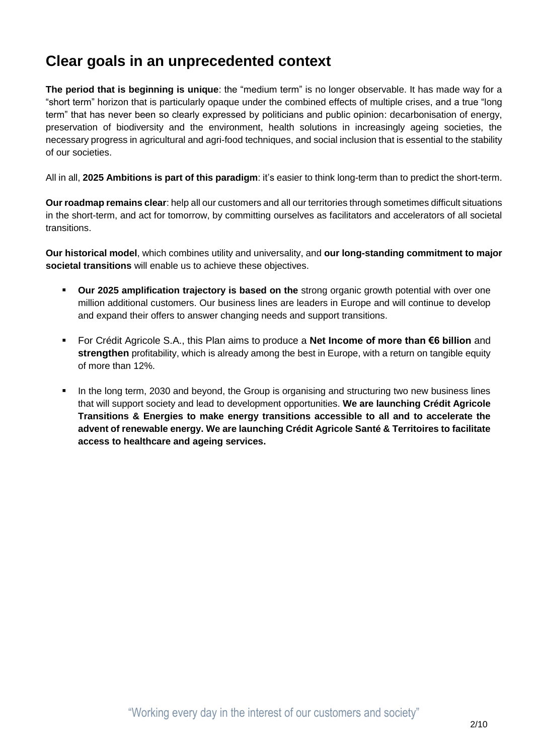# Clear goals in an unprecedented context

**The period that is beginning is unique**: the "medium term" is no longer observable. It has made way for a "short term" horizon that is particularly opaque under the combined effects of multiple crises, and a true "long term" that has never been so clearly expressed by politicians and public opinion: decarbonisation of energy, preservation of biodiversity and the environment, health solutions in increasingly ageing societies, the necessary progress in agricultural and agri-food techniques, and social inclusion that is essential to the stability of our societies.

All in all, **2025 Ambitions is part of this paradigm**: it's easier to think long-term than to predict the short-term.

**Our roadmap remains clear**: help all our customers and all our territories through sometimes difficult situations in the short-term, and act for tomorrow, by committing ourselves as facilitators and accelerators of all societal transitions.

**Our historical model**, which combines utility and universality, and **our long-standing commitment to major societal transitions** will enable us to achieve these objectives.

- **Our 2025 amplification trajectory is based on the** strong organic growth potential with over one million additional customers. Our business lines are leaders in Europe and will continue to develop and expand their offers to answer changing needs and support transitions.

- For Crédit Agricole S.A., this Plan aims to produce a **Net Income of more than €6 billion** and **strengthen** profitability, which is already among the best in Europe, with a return on tangible equity of more than 12%.

- In the long term, 2030 and beyond, the Group is organising and structuring two new business lines that will support society and lead to development opportunities. **We are launching Crédit Agricole Transitions & Energies to make energy transitions accessible to all and to accelerate the advent of renewable energy. We are launching Crédit Agricole Santé & Territoires to facilitate access to healthcare and ageing services.**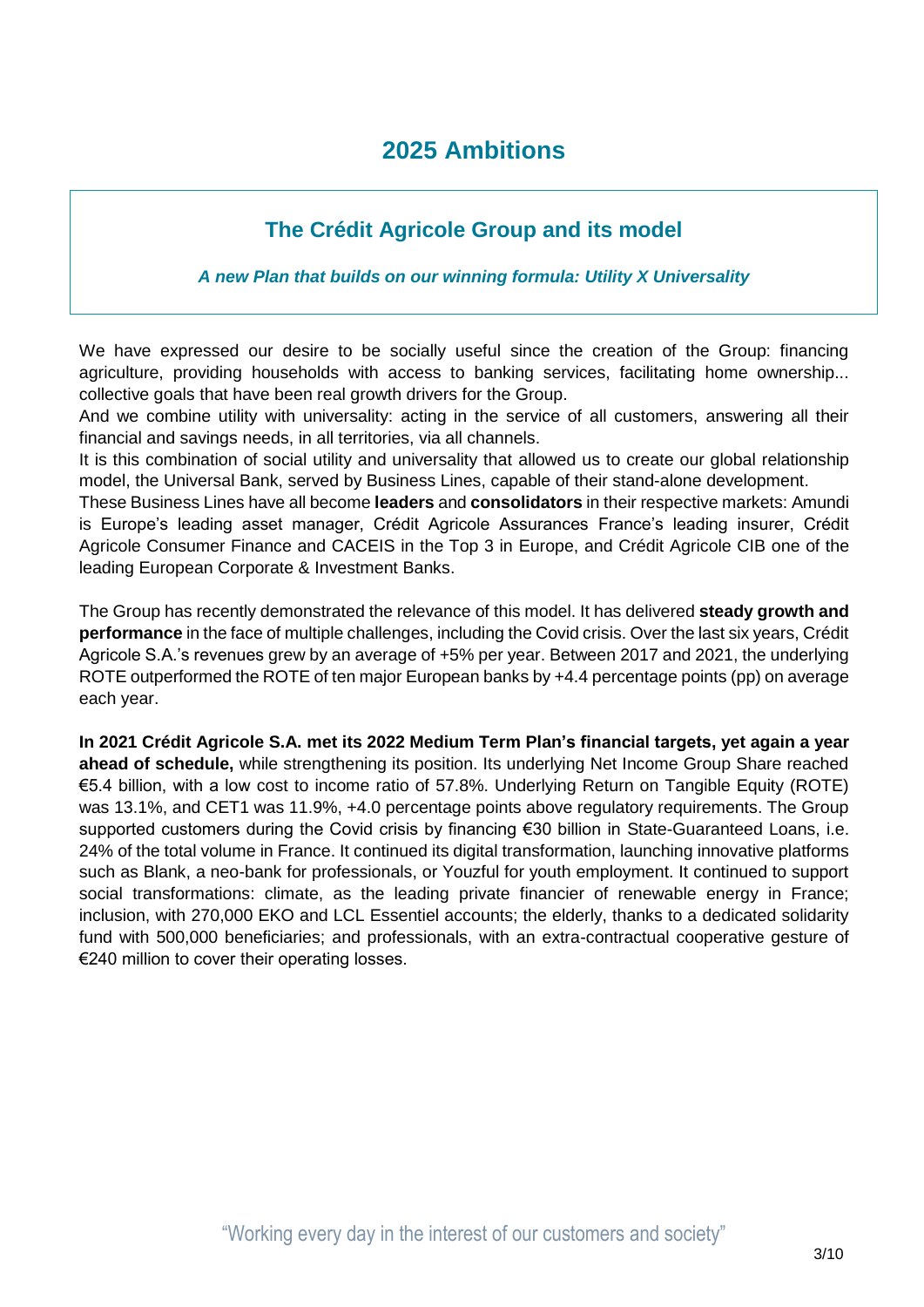# 2025 Ambitions

## The Crédit Agricole Group and its model

***A new Plan that builds on our winning formula: Utility X Universality***

We have expressed our desire to be socially useful since the creation of the Group: financing agriculture, providing households with access to banking services, facilitating home ownership... collective goals that have been real growth drivers for the Group.
And we combine utility with universality: acting in the service of all customers, answering all their financial and savings needs, in all territories, via all channels.
It is this combination of social utility and universality that allowed us to create our global relationship model, the Universal Bank, served by Business Lines, capable of their stand-alone development.
These Business Lines have all become **leaders** and **consolidators** in their respective markets: Amundi is Europe's leading asset manager, Crédit Agricole Assurances France's leading insurer, Crédit Agricole Consumer Finance and CACEIS in the Top 3 in Europe, and Crédit Agricole CIB one of the leading European Corporate & Investment Banks.

The Group has recently demonstrated the relevance of this model. It has delivered **steady growth and performance** in the face of multiple challenges, including the Covid crisis. Over the last six years, Crédit Agricole S.A.'s revenues grew by an average of +5% per year. Between 2017 and 2021, the underlying ROTE outperformed the ROTE of ten major European banks by +4.4 percentage points (pp) on average each year.

**In 2021 Crédit Agricole S.A. met its 2022 Medium Term Plan's financial targets, yet again a year ahead of schedule,** while strengthening its position. Its underlying Net Income Group Share reached €5.4 billion, with a low cost to income ratio of 57.8%. Underlying Return on Tangible Equity (ROTE) was 13.1%, and CET1 was 11.9%, +4.0 percentage points above regulatory requirements. The Group supported customers during the Covid crisis by financing €30 billion in State-Guaranteed Loans, i.e. 24% of the total volume in France. It continued its digital transformation, launching innovative platforms such as Blank, a neo-bank for professionals, or Youzful for youth employment. It continued to support social transformations: climate, as the leading private financier of renewable energy in France; inclusion, with 270,000 EKO and LCL Essentiel accounts; the elderly, thanks to a dedicated solidarity fund with 500,000 beneficiaries; and professionals, with an extra-contractual cooperative gesture of €240 million to cover their operating losses.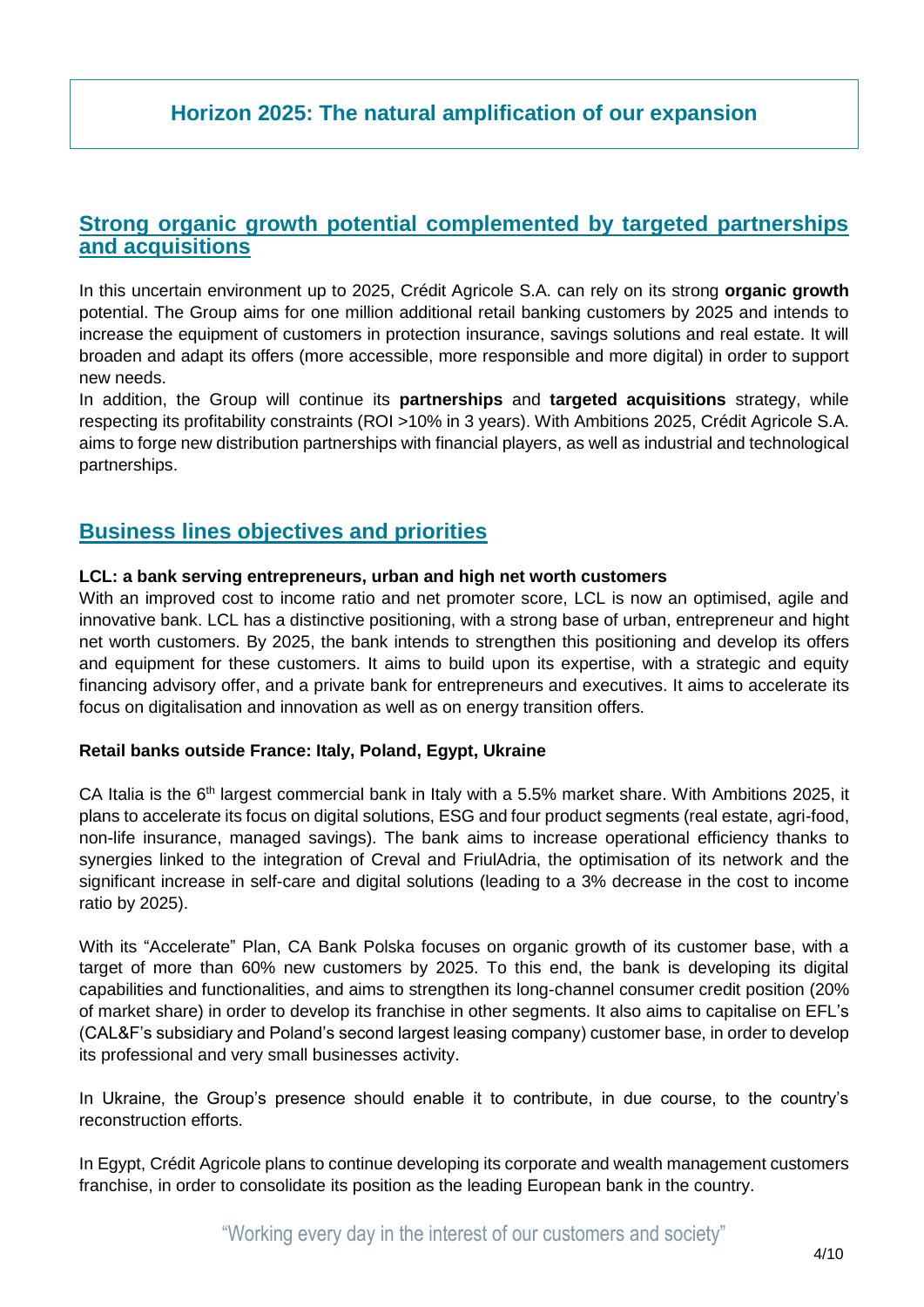## Horizon 2025: The natural amplification of our expansion

### Strong organic growth potential complemented by targeted partnerships and acquisitions

In this uncertain environment up to 2025, Crédit Agricole S.A. can rely on its strong **organic growth** potential. The Group aims for one million additional retail banking customers by 2025 and intends to increase the equipment of customers in protection insurance, savings solutions and real estate. It will broaden and adapt its offers (more accessible, more responsible and more digital) in order to support new needs.

In addition, the Group will continue its **partnerships** and **targeted acquisitions** strategy, while respecting its profitability constraints (ROI >10% in 3 years). With Ambitions 2025, Crédit Agricole S.A. aims to forge new distribution partnerships with financial players, as well as industrial and technological partnerships.

### Business lines objectives and priorities

**LCL: a bank serving entrepreneurs, urban and high net worth customers**

With an improved cost to income ratio and net promoter score, LCL is now an optimised, agile and innovative bank. LCL has a distinctive positioning, with a strong base of urban, entrepreneur and hight net worth customers. By 2025, the bank intends to strengthen this positioning and develop its offers and equipment for these customers. It aims to build upon its expertise, with a strategic and equity financing advisory offer, and a private bank for entrepreneurs and executives. It aims to accelerate its focus on digitalisation and innovation as well as on energy transition offers.

**Retail banks outside France: Italy, Poland, Egypt, Ukraine**

CA Italia is the 6th largest commercial bank in Italy with a 5.5% market share. With Ambitions 2025, it plans to accelerate its focus on digital solutions, ESG and four product segments (real estate, agri-food, non-life insurance, managed savings). The bank aims to increase operational efficiency thanks to synergies linked to the integration of Creval and FriulAdria, the optimisation of its network and the significant increase in self-care and digital solutions (leading to a 3% decrease in the cost to income ratio by 2025).

With its "Accelerate" Plan, CA Bank Polska focuses on organic growth of its customer base, with a target of more than 60% new customers by 2025. To this end, the bank is developing its digital capabilities and functionalities, and aims to strengthen its long-channel consumer credit position (20% of market share) in order to develop its franchise in other segments. It also aims to capitalise on EFL's (CAL&F's subsidiary and Poland's second largest leasing company) customer base, in order to develop its professional and very small businesses activity.

In Ukraine, the Group's presence should enable it to contribute, in due course, to the country's reconstruction efforts.

In Egypt, Crédit Agricole plans to continue developing its corporate and wealth management customers franchise, in order to consolidate its position as the leading European bank in the country.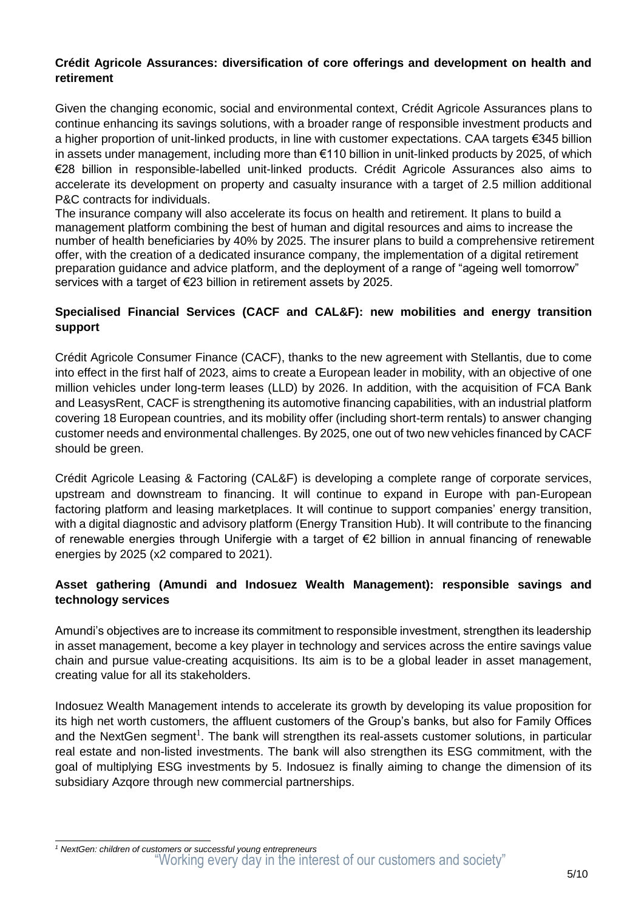**Crédit Agricole Assurances: diversification of core offerings and development on health and retirement**

Given the changing economic, social and environmental context, Crédit Agricole Assurances plans to continue enhancing its savings solutions, with a broader range of responsible investment products and a higher proportion of unit-linked products, in line with customer expectations. CAA targets €345 billion in assets under management, including more than €110 billion in unit-linked products by 2025, of which €28 billion in responsible-labelled unit-linked products. Crédit Agricole Assurances also aims to accelerate its development on property and casualty insurance with a target of 2.5 million additional P&C contracts for individuals.
The insurance company will also accelerate its focus on health and retirement. It plans to build a management platform combining the best of human and digital resources and aims to increase the number of health beneficiaries by 40% by 2025. The insurer plans to build a comprehensive retirement offer, with the creation of a dedicated insurance company, the implementation of a digital retirement preparation guidance and advice platform, and the deployment of a range of "ageing well tomorrow" services with a target of €23 billion in retirement assets by 2025.

**Specialised Financial Services (CACF and CAL&F): new mobilities and energy transition support**

Crédit Agricole Consumer Finance (CACF), thanks to the new agreement with Stellantis, due to come into effect in the first half of 2023, aims to create a European leader in mobility, with an objective of one million vehicles under long-term leases (LLD) by 2026. In addition, with the acquisition of FCA Bank and LeasysRent, CACF is strengthening its automotive financing capabilities, with an industrial platform covering 18 European countries, and its mobility offer (including short-term rentals) to answer changing customer needs and environmental challenges. By 2025, one out of two new vehicles financed by CACF should be green.

Crédit Agricole Leasing & Factoring (CAL&F) is developing a complete range of corporate services, upstream and downstream to financing. It will continue to expand in Europe with pan-European factoring platform and leasing marketplaces. It will continue to support companies' energy transition, with a digital diagnostic and advisory platform (Energy Transition Hub). It will contribute to the financing of renewable energies through Unifergie with a target of €2 billion in annual financing of renewable energies by 2025 (x2 compared to 2021).

**Asset gathering (Amundi and Indosuez Wealth Management): responsible savings and technology services**

Amundi's objectives are to increase its commitment to responsible investment, strengthen its leadership in asset management, become a key player in technology and services across the entire savings value chain and pursue value-creating acquisitions. Its aim is to be a global leader in asset management, creating value for all its stakeholders.

Indosuez Wealth Management intends to accelerate its growth by developing its value proposition for its high net worth customers, the affluent customers of the Group's banks, but also for Family Offices and the NextGen segment[1]. The bank will strengthen its real-assets customer solutions, in particular real estate and non-listed investments. The bank will also strengthen its ESG commitment, with the goal of multiplying ESG investments by 5. Indosuez is finally aiming to change the dimension of its subsidiary Azqore through new commercial partnerships.

*[1] NextGen: children of customers or successful young entrepreneurs*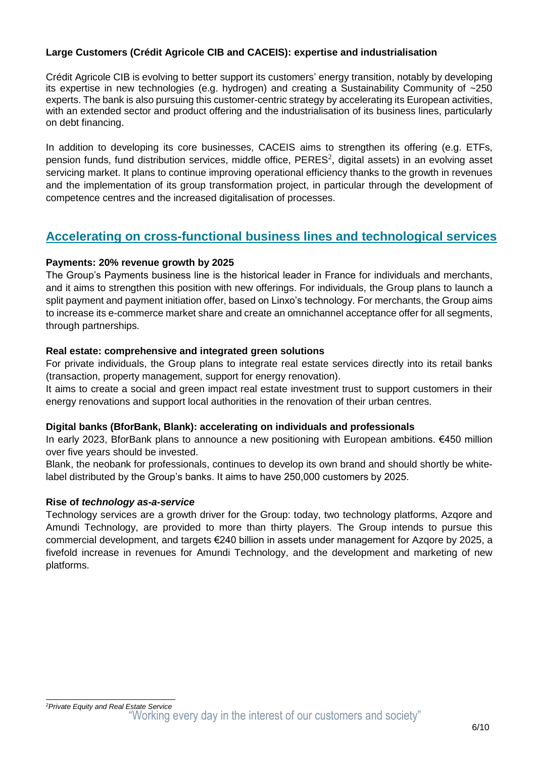**Large Customers (Crédit Agricole CIB and CACEIS): expertise and industrialisation**

Crédit Agricole CIB is evolving to better support its customers' energy transition, notably by developing its expertise in new technologies (e.g. hydrogen) and creating a Sustainability Community of ~250 experts. The bank is also pursuing this customer-centric strategy by accelerating its European activities, with an extended sector and product offering and the industrialisation of its business lines, particularly on debt financing.

In addition to developing its core businesses, CACEIS aims to strengthen its offering (e.g. ETFs, pension funds, fund distribution services, middle office, PERES[2], digital assets) in an evolving asset servicing market. It plans to continue improving operational efficiency thanks to the growth in revenues and the implementation of its group transformation project, in particular through the development of competence centres and the increased digitalisation of processes.

## Accelerating on cross-functional business lines and technological services

**Payments: 20% revenue growth by 2025**

The Group's Payments business line is the historical leader in France for individuals and merchants, and it aims to strengthen this position with new offerings. For individuals, the Group plans to launch a split payment and payment initiation offer, based on Linxo's technology. For merchants, the Group aims to increase its e-commerce market share and create an omnichannel acceptance offer for all segments, through partnerships.

**Real estate: comprehensive and integrated green solutions**

For private individuals, the Group plans to integrate real estate services directly into its retail banks (transaction, property management, support for energy renovation).

It aims to create a social and green impact real estate investment trust to support customers in their energy renovations and support local authorities in the renovation of their urban centres.

**Digital banks (BforBank, Blank): accelerating on individuals and professionals**

In early 2023, BforBank plans to announce a new positioning with European ambitions. €450 million over five years should be invested.

Blank, the neobank for professionals, continues to develop its own brand and should shortly be white-label distributed by the Group's banks. It aims to have 250,000 customers by 2025.

**Rise of *technology as-a-service***

Technology services are a growth driver for the Group: today, two technology platforms, Azqore and Amundi Technology, are provided to more than thirty players. The Group intends to pursue this commercial development, and targets €240 billion in assets under management for Azqore by 2025, a fivefold increase in revenues for Amundi Technology, and the development and marketing of new platforms.

[2] *Private Equity and Real Estate Service*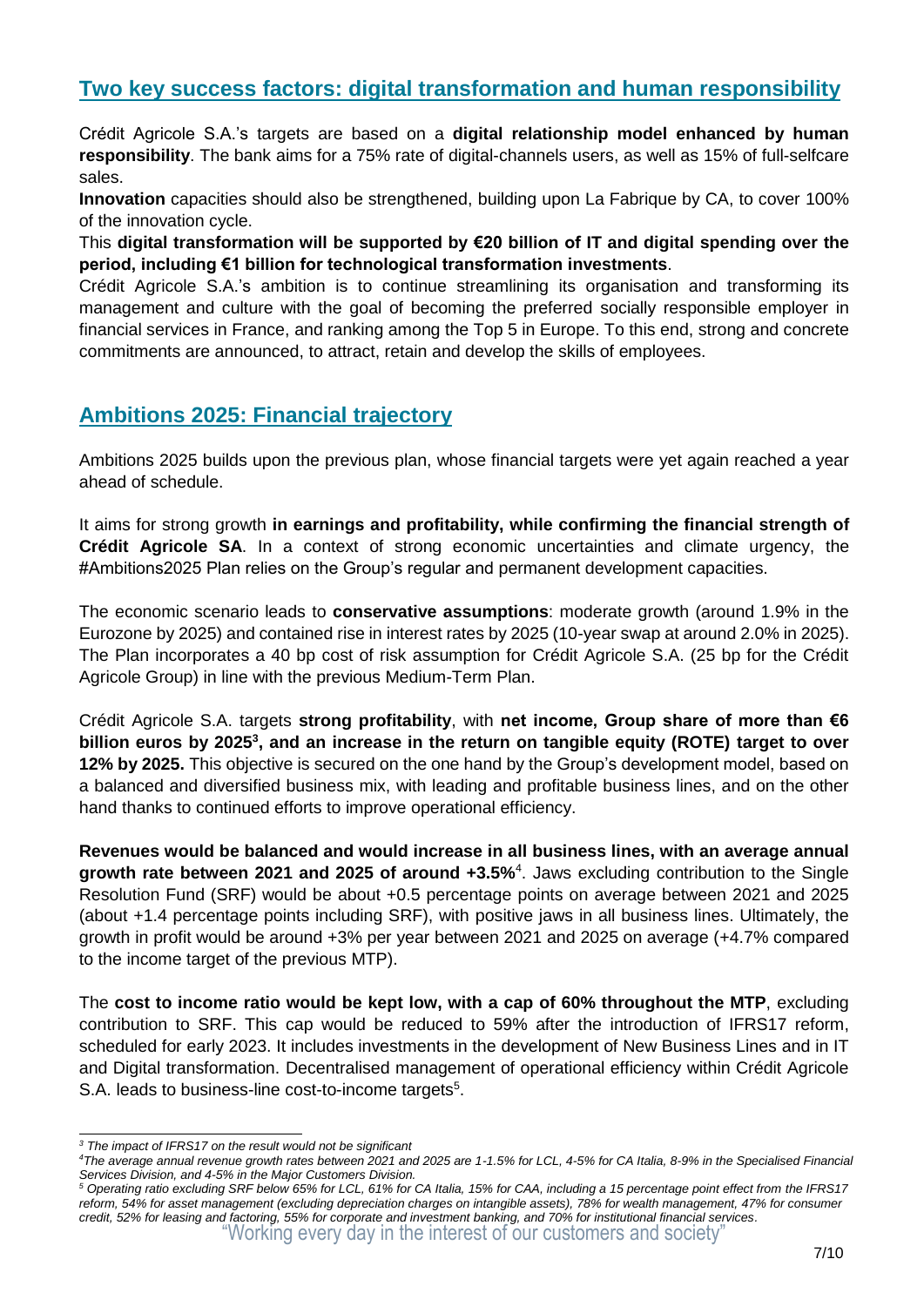## Two key success factors: digital transformation and human responsibility

Crédit Agricole S.A.'s targets are based on a **digital relationship model enhanced by human responsibility**. The bank aims for a 75% rate of digital-channels users, as well as 15% of full-selfcare sales.

**Innovation** capacities should also be strengthened, building upon La Fabrique by CA, to cover 100% of the innovation cycle.

This **digital transformation will be supported by €20 billion of IT and digital spending over the period, including €1 billion for technological transformation investments**.

Crédit Agricole S.A.'s ambition is to continue streamlining its organisation and transforming its management and culture with the goal of becoming the preferred socially responsible employer in financial services in France, and ranking among the Top 5 in Europe. To this end, strong and concrete commitments are announced, to attract, retain and develop the skills of employees.

## Ambitions 2025: Financial trajectory

Ambitions 2025 builds upon the previous plan, whose financial targets were yet again reached a year ahead of schedule.

It aims for strong growth **in earnings and profitability, while confirming the financial strength of Crédit Agricole SA**. In a context of strong economic uncertainties and climate urgency, the #Ambitions2025 Plan relies on the Group's regular and permanent development capacities.

The economic scenario leads to **conservative assumptions**: moderate growth (around 1.9% in the Eurozone by 2025) and contained rise in interest rates by 2025 (10-year swap at around 2.0% in 2025). The Plan incorporates a 40 bp cost of risk assumption for Crédit Agricole S.A. (25 bp for the Crédit Agricole Group) in line with the previous Medium-Term Plan.

Crédit Agricole S.A. targets **strong profitability**, with **net income, Group share of more than €6 billion euros by 2025[3], and an increase in the return on tangible equity (ROTE) target to over 12% by 2025.** This objective is secured on the one hand by the Group's development model, based on a balanced and diversified business mix, with leading and profitable business lines, and on the other hand thanks to continued efforts to improve operational efficiency.

**Revenues would be balanced and would increase in all business lines, with an average annual growth rate between 2021 and 2025 of around +3.5%**[4]. Jaws excluding contribution to the Single Resolution Fund (SRF) would be about +0.5 percentage points on average between 2021 and 2025 (about +1.4 percentage points including SRF), with positive jaws in all business lines. Ultimately, the growth in profit would be around +3% per year between 2021 and 2025 on average (+4.7% compared to the income target of the previous MTP).

The **cost to income ratio would be kept low, with a cap of 60% throughout the MTP**, excluding contribution to SRF. This cap would be reduced to 59% after the introduction of IFRS17 reform, scheduled for early 2023. It includes investments in the development of New Business Lines and in IT and Digital transformation. Decentralised management of operational efficiency within Crédit Agricole S.A. leads to business-line cost-to-income targets[5].

---

*[3] The impact of IFRS17 on the result would not be significant*

*[4] The average annual revenue growth rates between 2021 and 2025 are 1-1.5% for LCL, 4-5% for CA Italia, 8-9% in the Specialised Financial Services Division, and 4-5% in the Major Customers Division.*

*[5] Operating ratio excluding SRF below 65% for LCL, 61% for CA Italia, 15% for CAA, including a 15 percentage point effect from the IFRS17 reform, 54% for asset management (excluding depreciation charges on intangible assets), 78% for wealth management, 47% for consumer credit, 52% for leasing and factoring, 55% for corporate and investment banking, and 70% for institutional financial services.*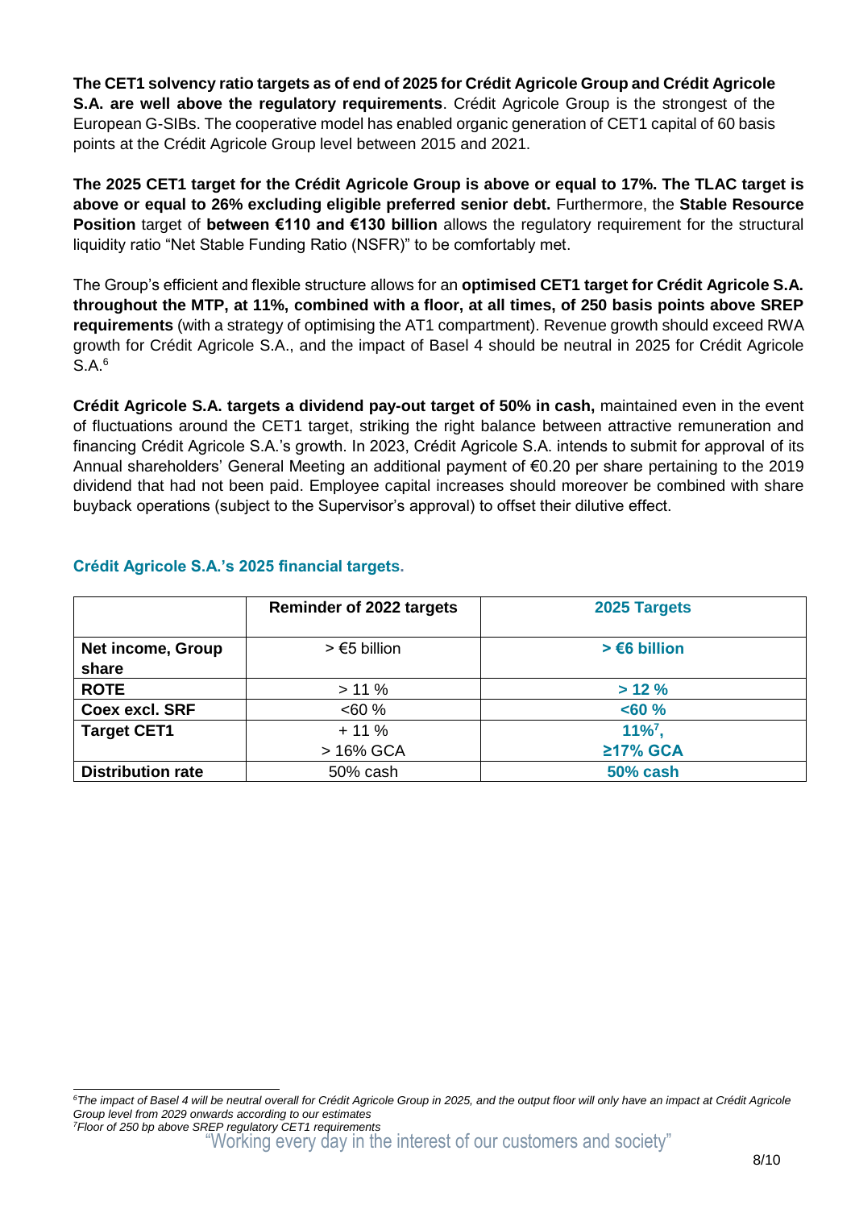**The CET1 solvency ratio targets as of end of 2025 for Crédit Agricole Group and Crédit Agricole S.A. are well above the regulatory requirements**. Crédit Agricole Group is the strongest of the European G-SIBs. The cooperative model has enabled organic generation of CET1 capital of 60 basis points at the Crédit Agricole Group level between 2015 and 2021.

**The 2025 CET1 target for the Crédit Agricole Group is above or equal to 17%. The TLAC target is above or equal to 26% excluding eligible preferred senior debt.** Furthermore, the **Stable Resource Position** target of **between €110 and €130 billion** allows the regulatory requirement for the structural liquidity ratio "Net Stable Funding Ratio (NSFR)" to be comfortably met.

The Group's efficient and flexible structure allows for an **optimised CET1 target for Crédit Agricole S.A. throughout the MTP, at 11%, combined with a floor, at all times, of 250 basis points above SREP requirements** (with a strategy of optimising the AT1 compartment). Revenue growth should exceed RWA growth for Crédit Agricole S.A., and the impact of Basel 4 should be neutral in 2025 for Crédit Agricole S.A.[6]

**Crédit Agricole S.A. targets a dividend pay-out target of 50% in cash,** maintained even in the event of fluctuations around the CET1 target, striking the right balance between attractive remuneration and financing Crédit Agricole S.A.'s growth. In 2023, Crédit Agricole S.A. intends to submit for approval of its Annual shareholders' General Meeting an additional payment of €0.20 per share pertaining to the 2019 dividend that had not been paid. Employee capital increases should moreover be combined with share buyback operations (subject to the Supervisor's approval) to offset their dilutive effect.

### Crédit Agricole S.A.'s 2025 financial targets.

| | Reminder of 2022 targets | 2025 Targets |
|---|---|---|
| **Net income, Group share** | > €5 billion | **> €6 billion** |
| **ROTE** | > 11 % | **> 12 %** |
| **Coex excl. SRF** | <60 % | **<60 %** |
| **Target CET1** | + 11 %<br>> 16% GCA | **11%[7],<br>≥17% GCA** |
| **Distribution rate** | 50% cash | **50% cash** |

*[6]The impact of Basel 4 will be neutral overall for Crédit Agricole Group in 2025, and the output floor will only have an impact at Crédit Agricole Group level from 2029 onwards according to our estimates*

*[7]Floor of 250 bp above SREP regulatory CET1 requirements*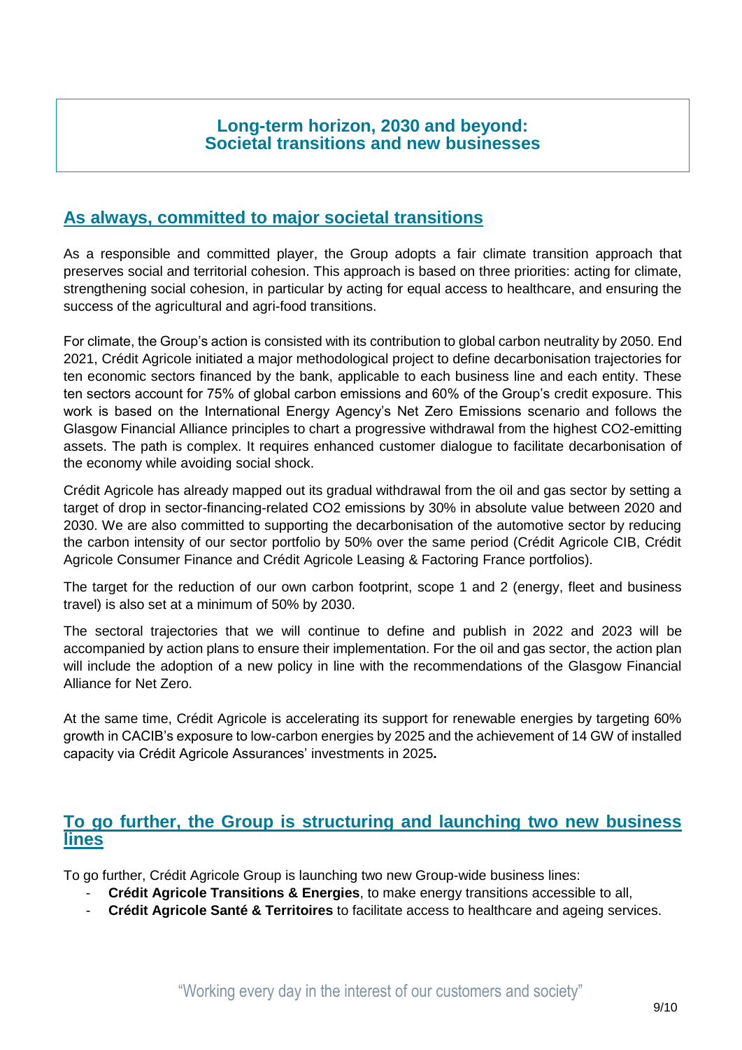## Long-term horizon, 2030 and beyond: Societal transitions and new businesses

### As always, committed to major societal transitions

As a responsible and committed player, the Group adopts a fair climate transition approach that preserves social and territorial cohesion. This approach is based on three priorities: acting for climate, strengthening social cohesion, in particular by acting for equal access to healthcare, and ensuring the success of the agricultural and agri-food transitions.

For climate, the Group's action is consisted with its contribution to global carbon neutrality by 2050. End 2021, Crédit Agricole initiated a major methodological project to define decarbonisation trajectories for ten economic sectors financed by the bank, applicable to each business line and each entity. These ten sectors account for 75% of global carbon emissions and 60% of the Group's credit exposure. This work is based on the International Energy Agency's Net Zero Emissions scenario and follows the Glasgow Financial Alliance principles to chart a progressive withdrawal from the highest $CO_2$-emitting assets. The path is complex. It requires enhanced customer dialogue to facilitate decarbonisation of the economy while avoiding social shock.

Crédit Agricole has already mapped out its gradual withdrawal from the oil and gas sector by setting a target of drop in sector-financing-related $CO_2$ emissions by 30% in absolute value between 2020 and 2030. We are also committed to supporting the decarbonisation of the automotive sector by reducing the carbon intensity of our sector portfolio by 50% over the same period (Crédit Agricole CIB, Crédit Agricole Consumer Finance and Crédit Agricole Leasing & Factoring France portfolios).

The target for the reduction of our own carbon footprint, scope 1 and 2 (energy, fleet and business travel) is also set at a minimum of 50% by 2030.

The sectoral trajectories that we will continue to define and publish in 2022 and 2023 will be accompanied by action plans to ensure their implementation. For the oil and gas sector, the action plan will include the adoption of a new policy in line with the recommendations of the Glasgow Financial Alliance for Net Zero.

At the same time, Crédit Agricole is accelerating its support for renewable energies by targeting 60% growth in CACIB's exposure to low-carbon energies by 2025 and the achievement of 14 GW of installed capacity via Crédit Agricole Assurances' investments in 2025**.**

### To go further, the Group is structuring and launching two new business lines

To go further, Crédit Agricole Group is launching two new Group-wide business lines:

- **Crédit Agricole Transitions & Energies**, to make energy transitions accessible to all,
- **Crédit Agricole Santé & Territoires** to facilitate access to healthcare and ageing services.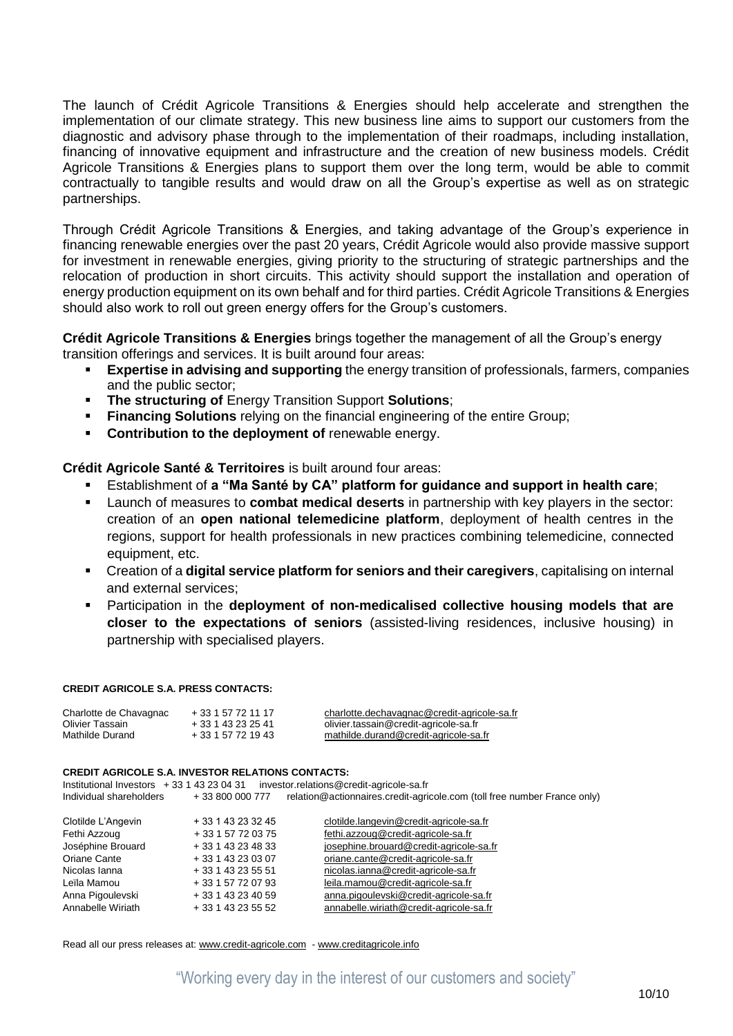The launch of Crédit Agricole Transitions & Energies should help accelerate and strengthen the implementation of our climate strategy. This new business line aims to support our customers from the diagnostic and advisory phase through to the implementation of their roadmaps, including installation, financing of innovative equipment and infrastructure and the creation of new business models. Crédit Agricole Transitions & Energies plans to support them over the long term, would be able to commit contractually to tangible results and would draw on all the Group's expertise as well as on strategic partnerships.

Through Crédit Agricole Transitions & Energies, and taking advantage of the Group's experience in financing renewable energies over the past 20 years, Crédit Agricole would also provide massive support for investment in renewable energies, giving priority to the structuring of strategic partnerships and the relocation of production in short circuits. This activity should support the installation and operation of energy production equipment on its own behalf and for third parties. Crédit Agricole Transitions & Energies should also work to roll out green energy offers for the Group's customers.

**Crédit Agricole Transitions & Energies** brings together the management of all the Group's energy transition offerings and services. It is built around four areas:

- **Expertise in advising and supporting** the energy transition of professionals, farmers, companies and the public sector;
- **The structuring of** Energy Transition Support **Solutions**;
- **Financing Solutions** relying on the financial engineering of the entire Group;
- **Contribution to the deployment of** renewable energy.

**Crédit Agricole Santé & Territoires** is built around four areas:

- Establishment of **a "Ma Santé by CA" platform for guidance and support in health care**;
- Launch of measures to **combat medical deserts** in partnership with key players in the sector: creation of an **open national telemedicine platform**, deployment of health centres in the regions, support for health professionals in new practices combining telemedicine, connected equipment, etc.
- Creation of a **digital service platform for seniors and their caregivers**, capitalising on internal and external services;
- Participation in the **deployment of non-medicalised collective housing models that are closer to the expectations of seniors** (assisted-living residences, inclusive housing) in partnership with specialised players.

**CREDIT AGRICOLE S.A. PRESS CONTACTS:**

| | | |
|---|---|---|
| Charlotte de Chavagnac | + 33 1 57 72 11 17 | charlotte.dechavagnac@credit-agricole-sa.fr |
| Olivier Tassain | + 33 1 43 23 25 41 | olivier.tassain@credit-agricole-sa.fr |
| Mathilde Durand | + 33 1 57 72 19 43 | mathilde.durand@credit-agricole-sa.fr |

**CREDIT AGRICOLE S.A. INVESTOR RELATIONS CONTACTS:**

Institutional Investors + 33 1 43 23 04 31 investor.relations@credit-agricole-sa.fr
Individual shareholders + 33 800 000 777 relation@actionnaires.credit-agricole.com (toll free number France only)

| | | |
|---|---|---|
| Clotilde L'Angevin | + 33 1 43 23 32 45 | clotilde.langevin@credit-agricole-sa.fr |
| Fethi Azzoug | + 33 1 57 72 03 75 | fethi.azzoug@credit-agricole-sa.fr |
| Joséphine Brouard | + 33 1 43 23 48 33 | josephine.brouard@credit-agricole-sa.fr |
| Oriane Cante | + 33 1 43 23 03 07 | oriane.cante@credit-agricole-sa.fr |
| Nicolas Ianna | + 33 1 43 23 55 51 | nicolas.ianna@credit-agricole-sa.fr |
| Leïla Mamou | + 33 1 57 72 07 93 | leila.mamou@credit-agricole-sa.fr |
| Anna Pigoulevski | + 33 1 43 23 40 59 | anna.pigoulevski@credit-agricole-sa.fr |
| Annabelle Wiriath | + 33 1 43 23 55 52 | annabelle.wiriath@credit-agricole-sa.fr |

Read all our press releases at: www.credit-agricole.com - www.creditagricole.info

"Working every day in the interest of our customers and society"